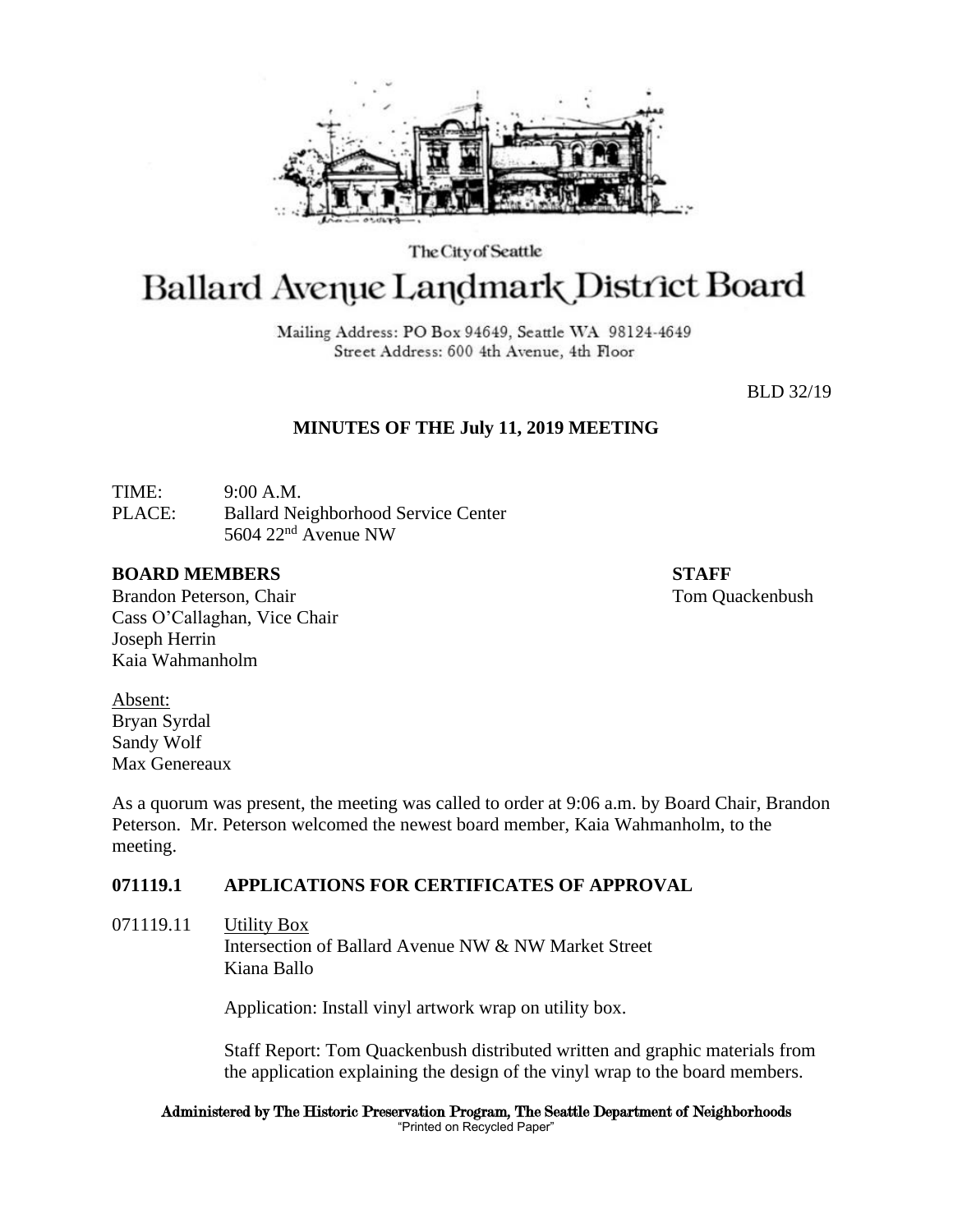The City of Seattle

# Ballard Avenue Landmark District Board

Mailing Address: PO Box 94649, Seattle WA 98124-4649
Street Address: 600 4th Avenue, 4th Floor

BLD 32/19

## MINUTES OF THE July 11, 2019 MEETING

TIME: 9:00 A.M.
PLACE: Ballard Neighborhood Service Center
5604 22nd Avenue NW

**BOARD MEMBERS**
Brandon Peterson, Chair
Cass O'Callaghan, Vice Chair
Joseph Herrin
Kaia Wahmanholm

**STAFF**
Tom Quackenbush

Absent:
Bryan Syrdal
Sandy Wolf
Max Genereaux

As a quorum was present, the meeting was called to order at 9:06 a.m. by Board Chair, Brandon Peterson. Mr. Peterson welcomed the newest board member, Kaia Wahmanholm, to the meeting.

### 071119.1 APPLICATIONS FOR CERTIFICATES OF APPROVAL

071119.11 Utility Box
Intersection of Ballard Avenue NW & NW Market Street
Kiana Ballo

Application: Install vinyl artwork wrap on utility box.

Staff Report: Tom Quackenbush distributed written and graphic materials from the application explaining the design of the vinyl wrap to the board members.

Administered by The Historic Preservation Program, The Seattle Department of Neighborhoods
"Printed on Recycled Paper"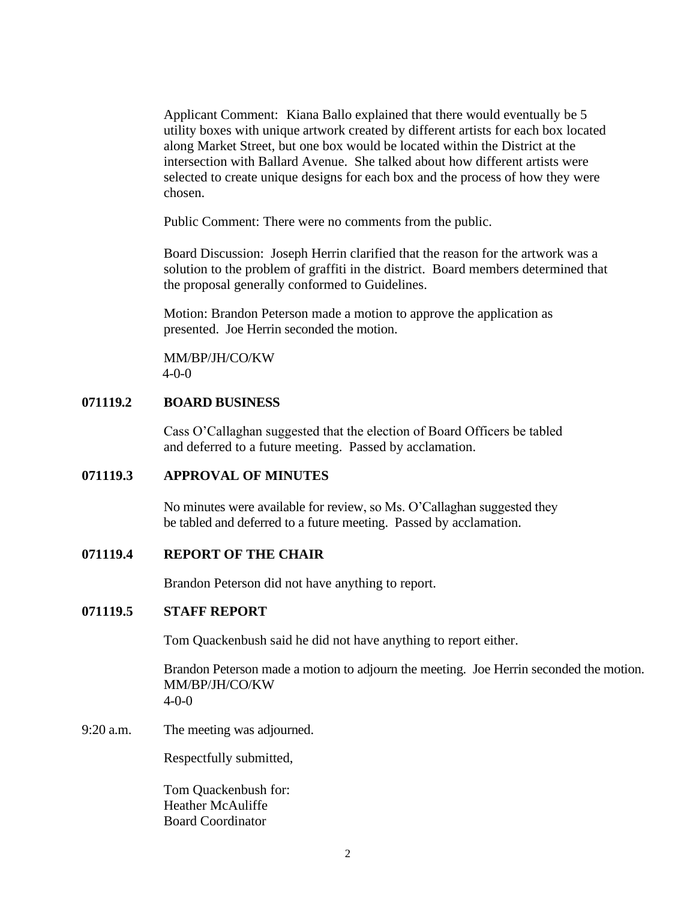Applicant Comment: Kiana Ballo explained that there would eventually be 5 utility boxes with unique artwork created by different artists for each box located along Market Street, but one box would be located within the District at the intersection with Ballard Avenue. She talked about how different artists were selected to create unique designs for each box and the process of how they were chosen.

Public Comment: There were no comments from the public.

Board Discussion: Joseph Herrin clarified that the reason for the artwork was a solution to the problem of graffiti in the district. Board members determined that the proposal generally conformed to Guidelines.

Motion: Brandon Peterson made a motion to approve the application as presented. Joe Herrin seconded the motion.

MM/BP/JH/CO/KW
4-0-0

**071119.2 BOARD BUSINESS**

Cass O'Callaghan suggested that the election of Board Officers be tabled and deferred to a future meeting. Passed by acclamation.

**071119.3 APPROVAL OF MINUTES**

No minutes were available for review, so Ms. O'Callaghan suggested they be tabled and deferred to a future meeting. Passed by acclamation.

**071119.4 REPORT OF THE CHAIR**

Brandon Peterson did not have anything to report.

**071119.5 STAFF REPORT**

Tom Quackenbush said he did not have anything to report either.

Brandon Peterson made a motion to adjourn the meeting. Joe Herrin seconded the motion.
MM/BP/JH/CO/KW
4-0-0

9:20 a.m. The meeting was adjourned.

Respectfully submitted,

Tom Quackenbush for:
Heather McAuliffe
Board Coordinator